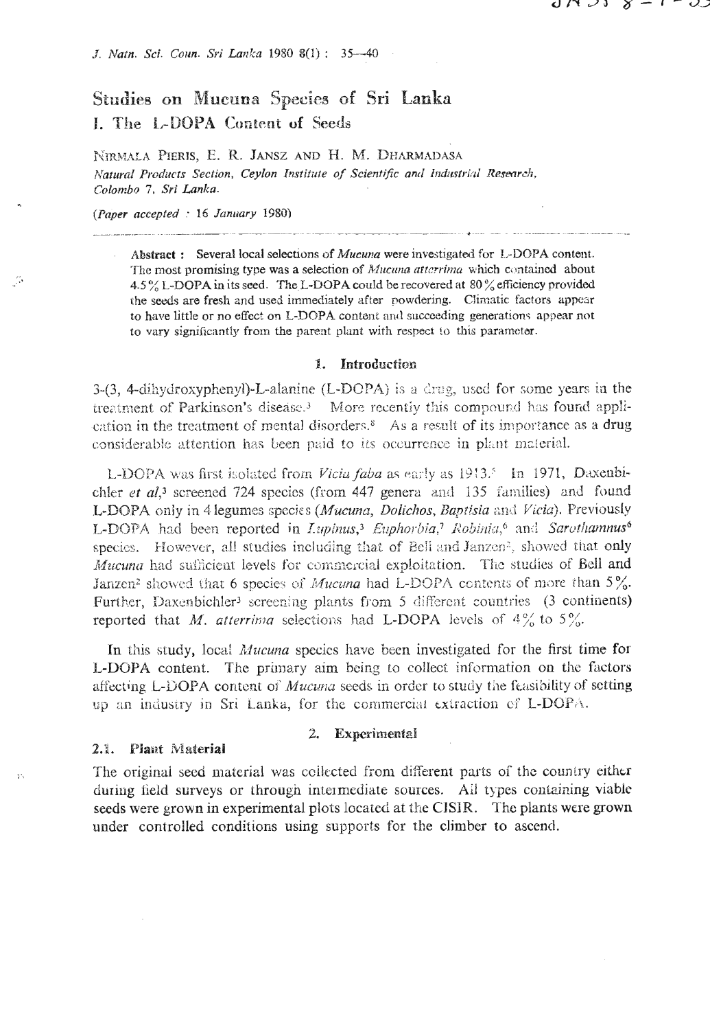# Studies on Mucuna Species of Sri Lanka
## I. The L-DOPA Content of Seeds

NIRMALA PIERIS, E. R. JANSZ AND H. M. DHARMADASA

*Natural Products Section, Ceylon Institute of Scientific and Industrial Research, Colombo 7, Sri Lanka.*

(*Paper accepted : 16 January 1980*)

**Abstract :** Several local selections of *Mucuna* were investigated for L-DOPA content. The most promising type was a selection of *Mucuna atterrima* which contained about 4.5 % L-DOPA in its seed. The L-DOPA could be recovered at 80 % efficiency provided the seeds are fresh and used immediately after powdering. Climatic factors appear to have little or no effect on L-DOPA content and succeeding generations appear not to vary significantly from the parent plant with respect to this parameter.

## 1. Introduction

3-(3, 4-dihydroxyphenyl)-L-alanine (L-DOPA) is a drug, used for some years in the treatment of Parkinson's disease.[3] More recently this compound has found application in the treatment of mental disorders.[8] As a result of its importance as a drug considerable attention has been paid to its occurrence in plant material.

L-DOPA was first isolated from *Vicia faba* as early as 1913.[5] In 1971, Daxenbichler *et al*,[3] screened 724 species (from 447 genera and 135 families) and found L-DOPA only in 4 legumes species (*Mucuna, Dolichos, Baptisia* and *Vicia*). Previously L-DOPA had been reported in *Lupinus*,[3] *Euphorbia*,[7] *Robinia*,[6] and *Sarothamnus*[6] species. However, all studies including that of Bell and Janzen[2], showed that only *Mucuna* had sufficient levels for commercial exploitation. The studies of Bell and Janzen[2] showed that 6 species of *Mucuna* had L-DOPA contents of more than 5%. Further, Daxenbichler[3] screening plants from 5 different countries (3 continents) reported that *M. atterrima* selections had L-DOPA levels of 4% to 5%.

In this study, local *Mucuna* species have been investigated for the first time for L-DOPA content. The primary aim being to collect information on the factors affecting L-DOPA content of *Mucuna* seeds in order to study the feasibility of setting up an industry in Sri Lanka, for the commercial extraction of L-DOPA.

## 2. Experimental

### 2.1. Plant Material

The original seed material was collected from different parts of the country either during field surveys or through intermediate sources. All types containing viable seeds were grown in experimental plots located at the CISIR. The plants were grown under controlled conditions using supports for the climber to ascend.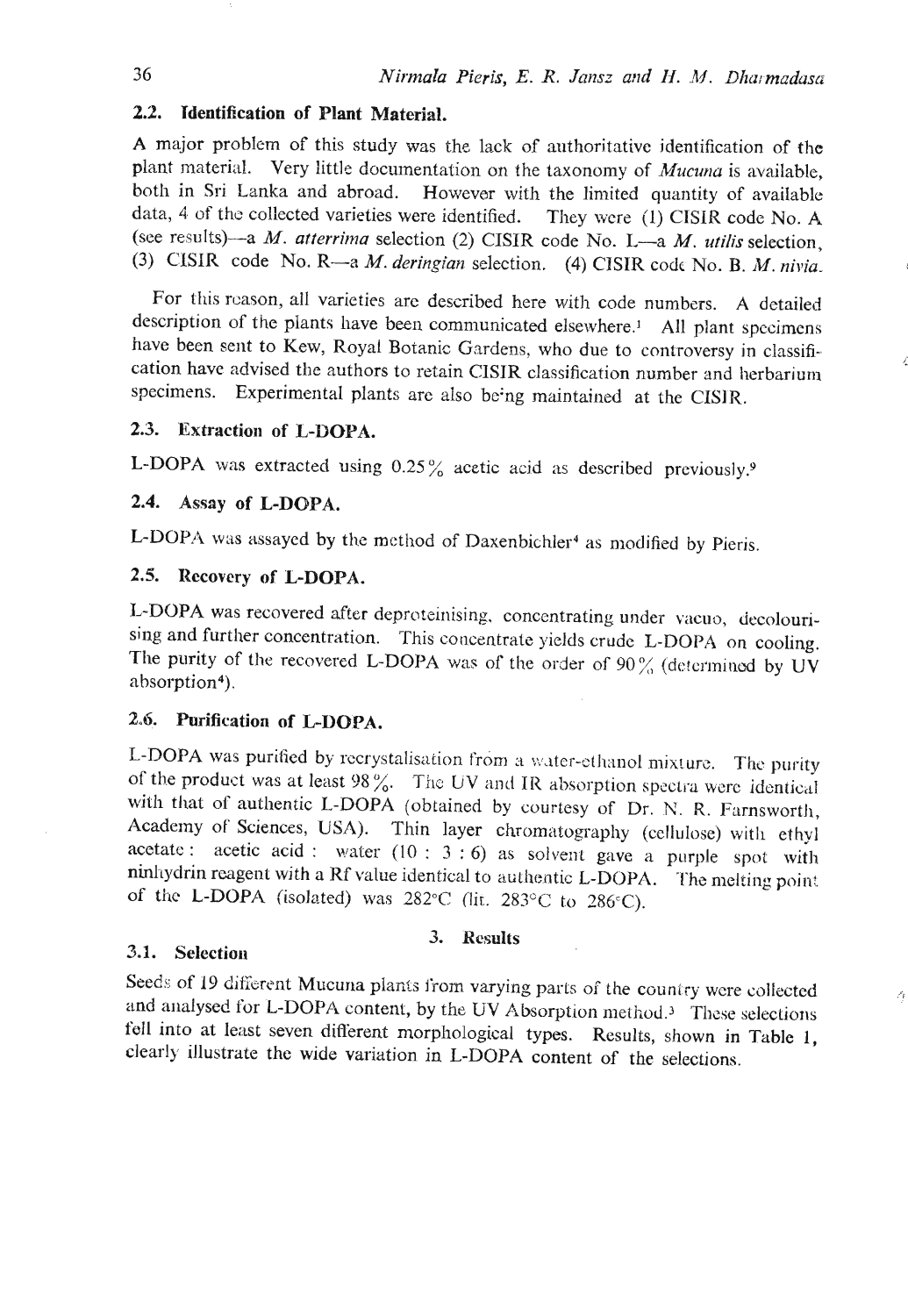### 2.2. Identification of Plant Material.

A major problem of this study was the lack of authoritative identification of the plant material. Very little documentation on the taxonomy of *Mucuna* is available, both in Sri Lanka and abroad. However with the limited quantity of available data, 4 of the collected varieties were identified. They were (1) CISIR code No. A (see results)—a *M. atterrima* selection (2) CISIR code No. L—a *M. utilis* selection, (3) CISIR code No. R—a *M. deringian* selection. (4) CISIR code No. B. *M. nivia*.

For this reason, all varieties are described here with code numbers. A detailed description of the plants have been communicated elsewhere.[1] All plant specimens have been sent to Kew, Royal Botanic Gardens, who due to controversy in classification have advised the authors to retain CISIR classification number and herbarium specimens. Experimental plants are also being maintained at the CISIR.

### 2.3. Extraction of L-DOPA.

L-DOPA was extracted using 0.25% acetic acid as described previously.[9]

### 2.4. Assay of L-DOPA.

L-DOPA was assayed by the method of Daxenbichler[4] as modified by Pieris.

### 2.5. Recovery of L-DOPA.

L-DOPA was recovered after deproteinising, concentrating under vacuo, decolourising and further concentration. This concentrate yields crude L-DOPA on cooling. The purity of the recovered L-DOPA was of the order of 90% (determined by UV absorption[4]).

### 2.6. Purification of L-DOPA.

L-DOPA was purified by recrystalisation from a water-ethanol mixture. The purity of the product was at least 98%. The UV and IR absorption spectra were identical with that of authentic L-DOPA (obtained by courtesy of Dr. N. R. Farnsworth, Academy of Sciences, USA). Thin layer chromatography (cellulose) with ethyl acetate : acetic acid : water (10 : 3 : 6) as solvent gave a purple spot with ninhydrin reagent with a Rf value identical to authentic L-DOPA. The melting point of the L-DOPA (isolated) was 282°C (lit. 283°C to 286°C).

## 3. Results

### 3.1. Selection

Seeds of 19 different Mucuna plants from varying parts of the country were collected and analysed for L-DOPA content, by the UV Absorption method.[3] These selections fell into at least seven different morphological types. Results, shown in Table 1, clearly illustrate the wide variation in L-DOPA content of the selections.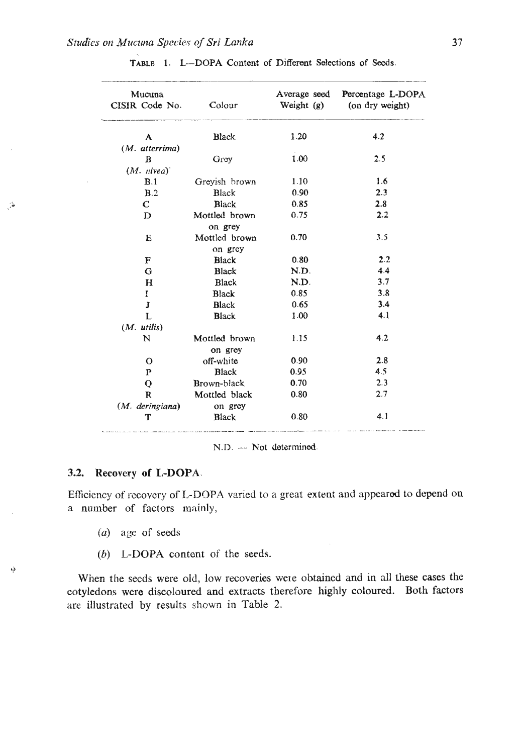TABLE 1. L—DOPA Content of Different Selections of Seeds.

| Mucuna CISIR Code No. | Colour | Average seed Weight (g) | Percentage L-DOPA (on dry weight) |
|---|---|---|---|
| A (*M. atterrima*) | Black | 1.20 | 4.2 |
| B (*M. nivea*) | Grey | 1.00 | 2.5 |
| B.1 | Greyish brown | 1.10 | 1.6 |
| B.2 | Black | 0.90 | 2.3 |
| C | Black | 0.85 | 2.8 |
| D | Mottled brown on grey | 0.75 | 2.2 |
| E | Mottled brown on grey | 0.70 | 3.5 |
| F | Black | 0.80 | 2.2 |
| G | Black | N.D. | 4.4 |
| H | Black | N.D. | 3.7 |
| I | Black | 0.85 | 3.8 |
| J | Black | 0.65 | 3.4 |
| L (*M. utilis*) | Black | 1.00 | 4.1 |
| N | Mottled brown on grey | 1.15 | 4.2 |
| O | off-white | 0.90 | 2.8 |
| P | Black | 0.95 | 4.5 |
| Q | Brown-black | 0.70 | 2.3 |
| R (*M. deringiana*) | Mottled black on grey | 0.80 | 2.7 |
| T | Black | 0.80 | 4.1 |

N.D. — Not determined.

### 3.2. Recovery of L-DOPA.

Efficiency of recovery of L-DOPA varied to a great extent and appeared to depend on a number of factors mainly,

(*a*) age of seeds

(*b*) L-DOPA content of the seeds.

When the seeds were old, low recoveries were obtained and in all these cases the cotyledons were discoloured and extracts therefore highly coloured. Both factors are illustrated by results shown in Table 2.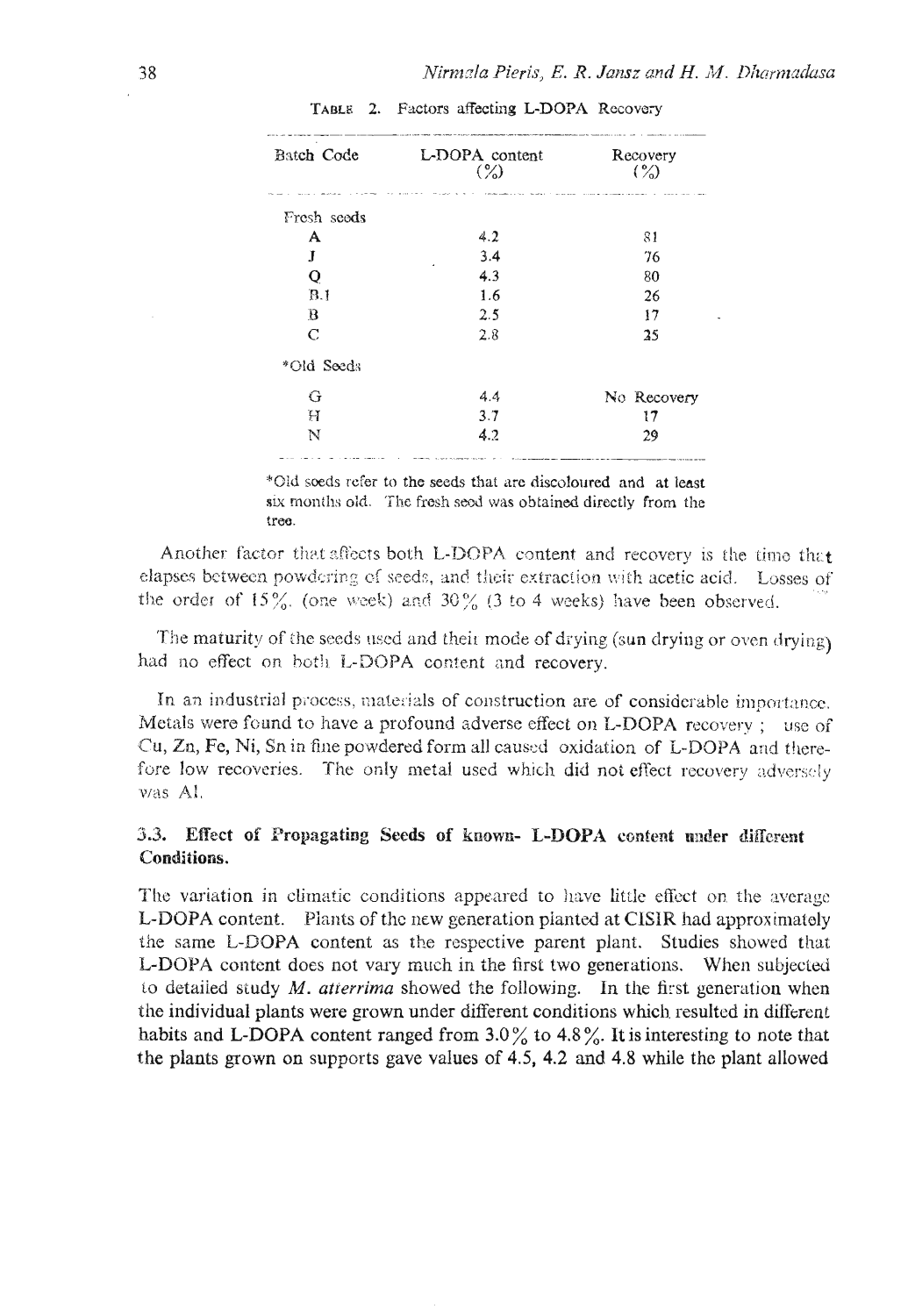TABLE 2. Factors affecting L-DOPA Recovery

| Batch Code | L-DOPA content (%) | Recovery (%) |
|---|---|---|
| Fresh seeds | | |
| A | 4.2 | 81 |
| J | 3.4 | 76 |
| Q | 4.3 | 80 |
| B.1 | 1.6 | 26 |
| B | 2.5 | 17 |
| C | 2.8 | 25 |
| *Old Seeds | | |
| G | 4.4 | No Recovery |
| H | 3.7 | 17 |
| N | 4.2 | 29 |

*Old seeds refer to the seeds that are discoloured and at least six months old. The fresh seed was obtained directly from the tree.

Another factor that affects both L-DOPA content and recovery is the time that elapses between powdering of seeds, and their extraction with acetic acid. Losses of the order of 15% (one week) and 30% (3 to 4 weeks) have been observed.

The maturity of the seeds used and their mode of drying (sun drying or oven drying) had no effect on both L-DOPA content and recovery.

In an industrial process, materials of construction are of considerable importance. Metals were found to have a profound adverse effect on L-DOPA recovery ; use of Cu, Zn, Fe, Ni, Sn in fine powdered form all caused oxidation of L-DOPA and therefore low recoveries. The only metal used which did not effect recovery adversely was Al.

### 3.3. Effect of Propagating Seeds of known- L-DOPA content under different Conditions.

The variation in climatic conditions appeared to have little effect on the average L-DOPA content. Plants of the new generation planted at CISIR had approximately the same L-DOPA content as the respective parent plant. Studies showed that L-DOPA content does not vary much in the first two generations. When subjected to detailed study *M. atterrima* showed the following. In the first generation when the individual plants were grown under different conditions which resulted in different habits and L-DOPA content ranged from 3.0% to 4.8%. It is interesting to note that the plants grown on supports gave values of 4.5, 4.2 and 4.8 while the plant allowed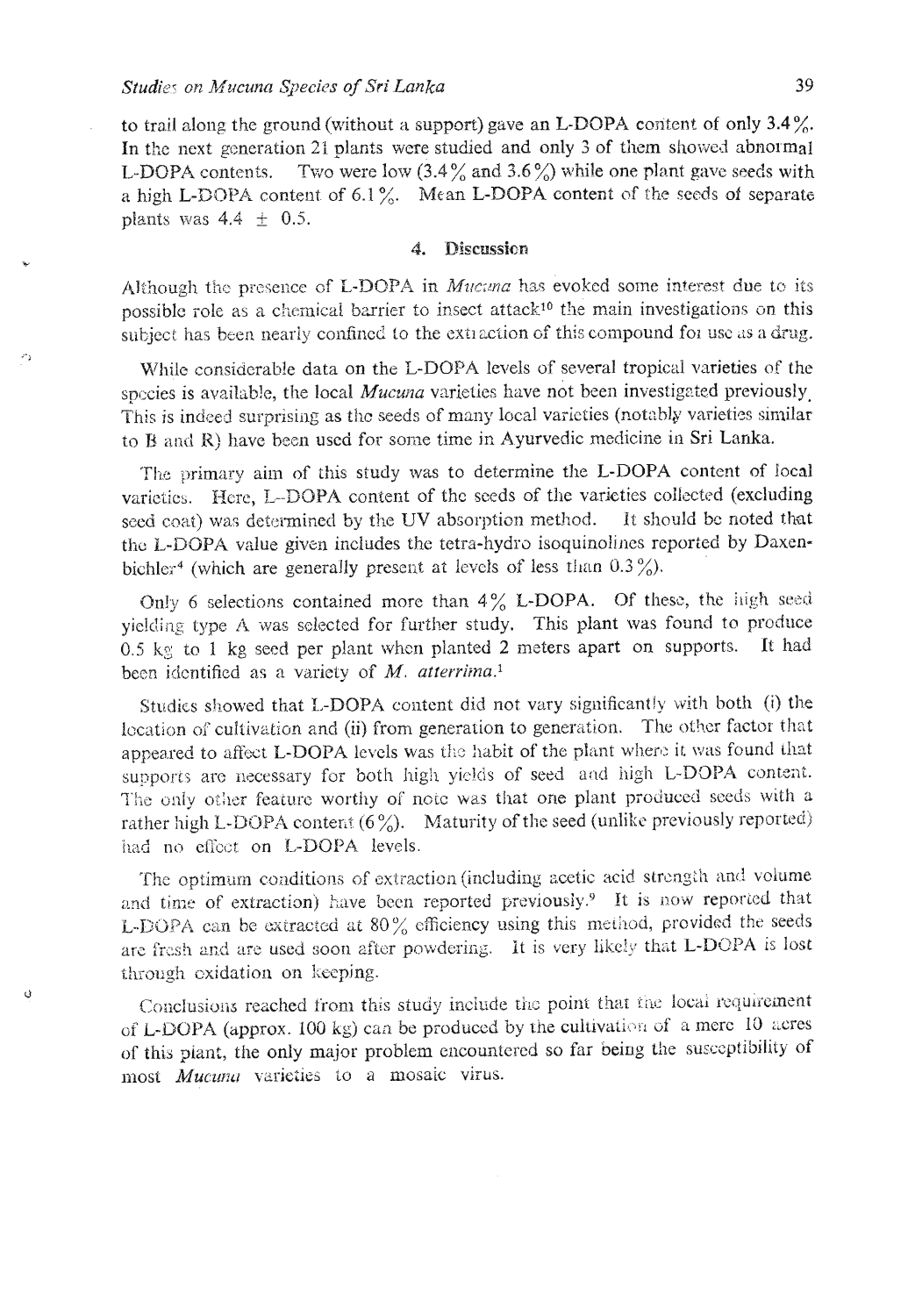to trail along the ground (without a support) gave an L-DOPA content of only 3.4%. In the next generation 21 plants were studied and only 3 of them showed abnormal L-DOPA contents. Two were low (3.4% and 3.6%) while one plant gave seeds with a high L-DOPA content of 6.1%. Mean L-DOPA content of the seeds of separate plants was 4.4 ± 0.5.

## 4. Discussion

Although the presence of L-DOPA in *Mucuna* has evoked some interest due to its possible role as a chemical barrier to insect attack[10] the main investigations on this subject has been nearly confined to the extraction of this compound for use as a drug.

While considerable data on the L-DOPA levels of several tropical varieties of the species is available, the local *Mucuna* varieties have not been investigated previously. This is indeed surprising as the seeds of many local varieties (notably varieties similar to B and R) have been used for some time in Ayurvedic medicine in Sri Lanka.

The primary aim of this study was to determine the L-DOPA content of local varieties. Here, L-DOPA content of the seeds of the varieties collected (excluding seed coat) was determined by the UV absorption method. It should be noted that the L-DOPA value given includes the tetra-hydro isoquinolines reported by Daxenbichler[4] (which are generally present at levels of less than 0.3%).

Only 6 selections contained more than 4% L-DOPA. Of these, the high seed yielding type A was selected for further study. This plant was found to produce 0.5 kg to 1 kg seed per plant when planted 2 meters apart on supports. It had been identified as a variety of *M. atterrima*.[1]

Studies showed that L-DOPA content did not vary significantly with both (i) the location of cultivation and (ii) from generation to generation. The other factor that appeared to affect L-DOPA levels was the habit of the plant where it was found that supports are necessary for both high yields of seed and high L-DOPA content. The only other feature worthy of note was that one plant produced seeds with a rather high L-DOPA content (6%). Maturity of the seed (unlike previously reported) had no effect on L-DOPA levels.

The optimum conditions of extraction (including acetic acid strength and volume and time of extraction) have been reported previously.[9] It is now reported that L-DOPA can be extracted at 80% efficiency using this method, provided the seeds are fresh and are used soon after powdering. It is very likely that L-DOPA is lost through oxidation on keeping.

Conclusions reached from this study include the point that the local requirement of L-DOPA (approx. 100 kg) can be produced by the cultivation of a mere 10 acres of this plant, the only major problem encountered so far being the susceptibility of most *Mucuna* varieties to a mosaic virus.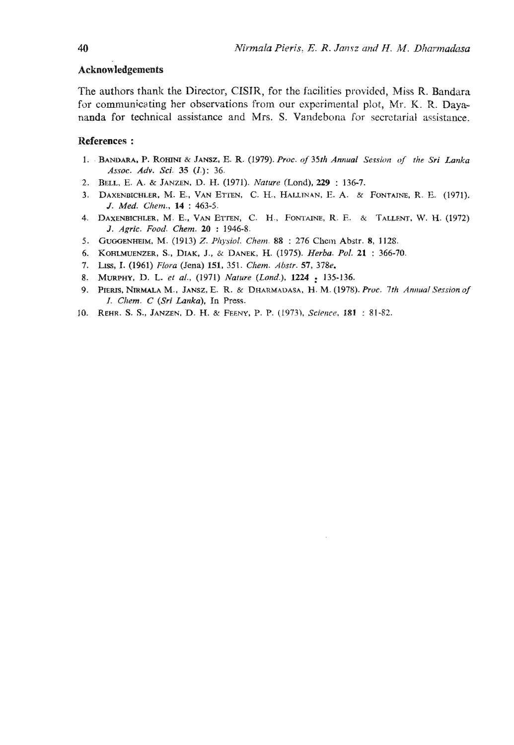## Acknowledgements

The authors thank the Director, CISIR, for the facilities provided, Miss R. Bandara for communicating her observations from our experimental plot, Mr. K. R. Dayananda for technical assistance and Mrs. S. Vandebona for secretarial assistance.

## References :

1. BANDARA, P. ROHINI & JANSZ, E. R. (1979). *Proc. of 35th Annual Session of the Sri Lanka Assoc. Adv. Sci.* **35** (*I.*): 36.
2. BELL, E. A. & JANZEN, D. H. (1971). *Nature* (Lond), **229** : 136-7.
3. DAXENBICHLER, M. E., VAN ETTEN, C. H., HALLINAN, E. A. & FONTAINE, R. E. (1971). *J. Med. Chem.*, **14** : 463-5.
4. DAXENBICHLER, M. E., VAN ETTEN, C. H., FONTAINE, R. E. & TALLENT, W. H. (1972) *J. Agric. Food. Chem.* **20** : 1946-8.
5. GUGGENHEIM, M. (1913) *Z. Physiol. Chem.* **88** : 276 Chem Abstr. **8**, 1128.
6. KOHLMUENZER, S., DIAK, J., & DANEK, H. (1975). *Herba. Pol.* **21** : 366-70.
7. LISS, I. (1961) *Flora* (Jena) **151**, 351. *Chem. Abstr.* **57**, 378*e*.
8. MURPHY, D. L. *et al.*, (1971) *Nature* (*Lond.*), **1224** : 135-136.
9. PIERIS, NIRMALA M., JANSZ, E. R. & DHARMADASA, H. M. (1978). *Proc. 7th Annual Session of I. Chem. C* (*Sri Lanka*), In Press.
10. REHR. S. S., JANZEN, D. H. & FEENY, P. P. (1973), *Science*, **181** : 81-82.